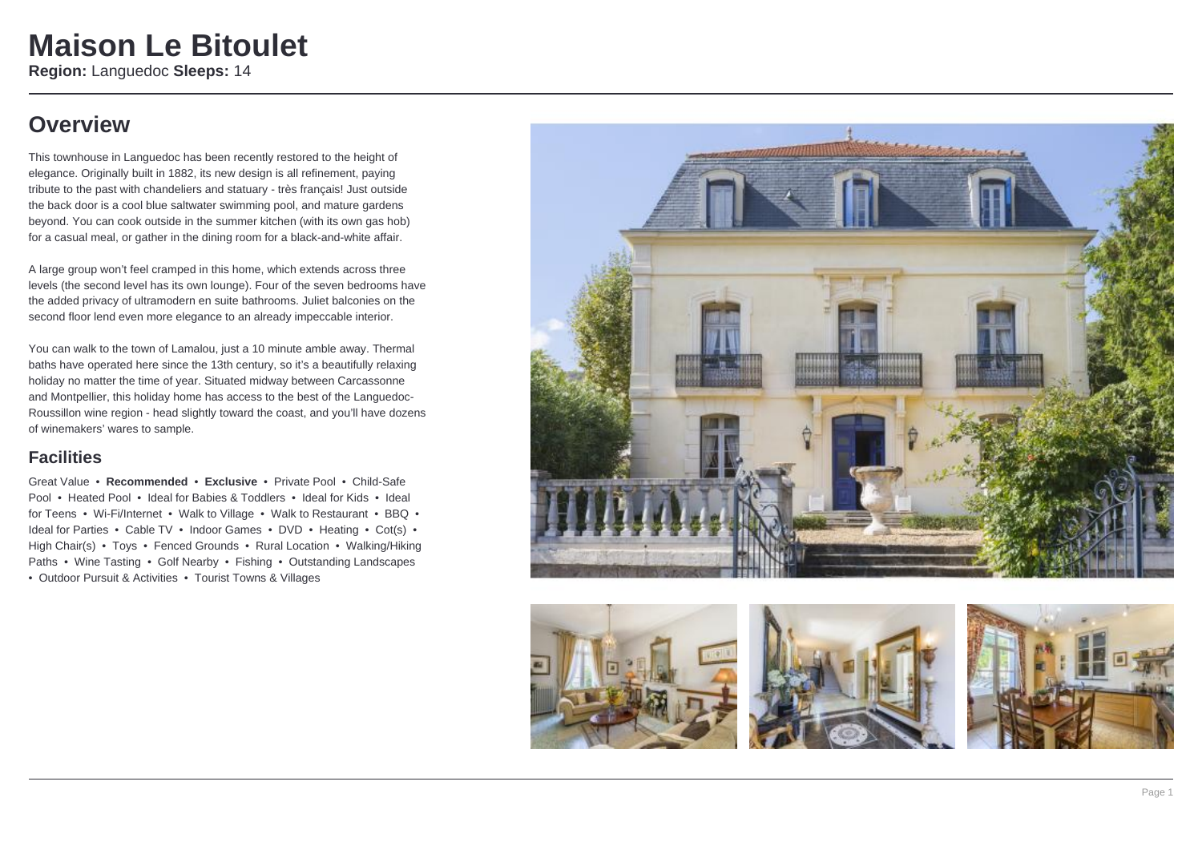# Maison Le Bitoulet

**Region:** Languedoc **Sleeps:** 14

## Overview

This townhouse in Languedoc has been recently restored to the height of elegance. Originally built in 1882, its new design is all refinement, paying tribute to the past with chandeliers and statuary - très français! Just outside the back door is a cool blue saltwater swimming pool, and mature gardens beyond. You can cook outside in the summer kitchen (with its own gas hob) for a casual meal, or gather in the dining room for a black-and-white affair.

A large group won't feel cramped in this home, which extends across three levels (the second level has its own lounge). Four of the seven bedrooms have the added privacy of ultramodern en suite bathrooms. Juliet balconies on the second floor lend even more elegance to an already impeccable interior.

You can walk to the town of Lamalou, just a 10 minute amble away. Thermal baths have operated here since the 13th century, so it's a beautifully relaxing holiday no matter the time of year. Situated midway between Carcassonne and Montpellier, this holiday home has access to the best of the Languedoc-Roussillon wine region - head slightly toward the coast, and you'll have dozens of winemakers' wares to sample.

### Facilities

Great Value • **Recommended** • **Exclusive** • Private Pool • Child-Safe Pool • Heated Pool • Ideal for Babies & Toddlers • Ideal for Kids • Ideal for Teens • Wi-Fi/Internet • Walk to Village • Walk to Restaurant • BBQ • Ideal for Parties • Cable TV • Indoor Games • DVD • Heating • Cot(s) • High Chair(s) • Toys • Fenced Grounds • Rural Location • Walking/Hiking Paths • Wine Tasting • Golf Nearby • Fishing • Outstanding Landscapes • Outdoor Pursuit & Activities • Tourist Towns & Villages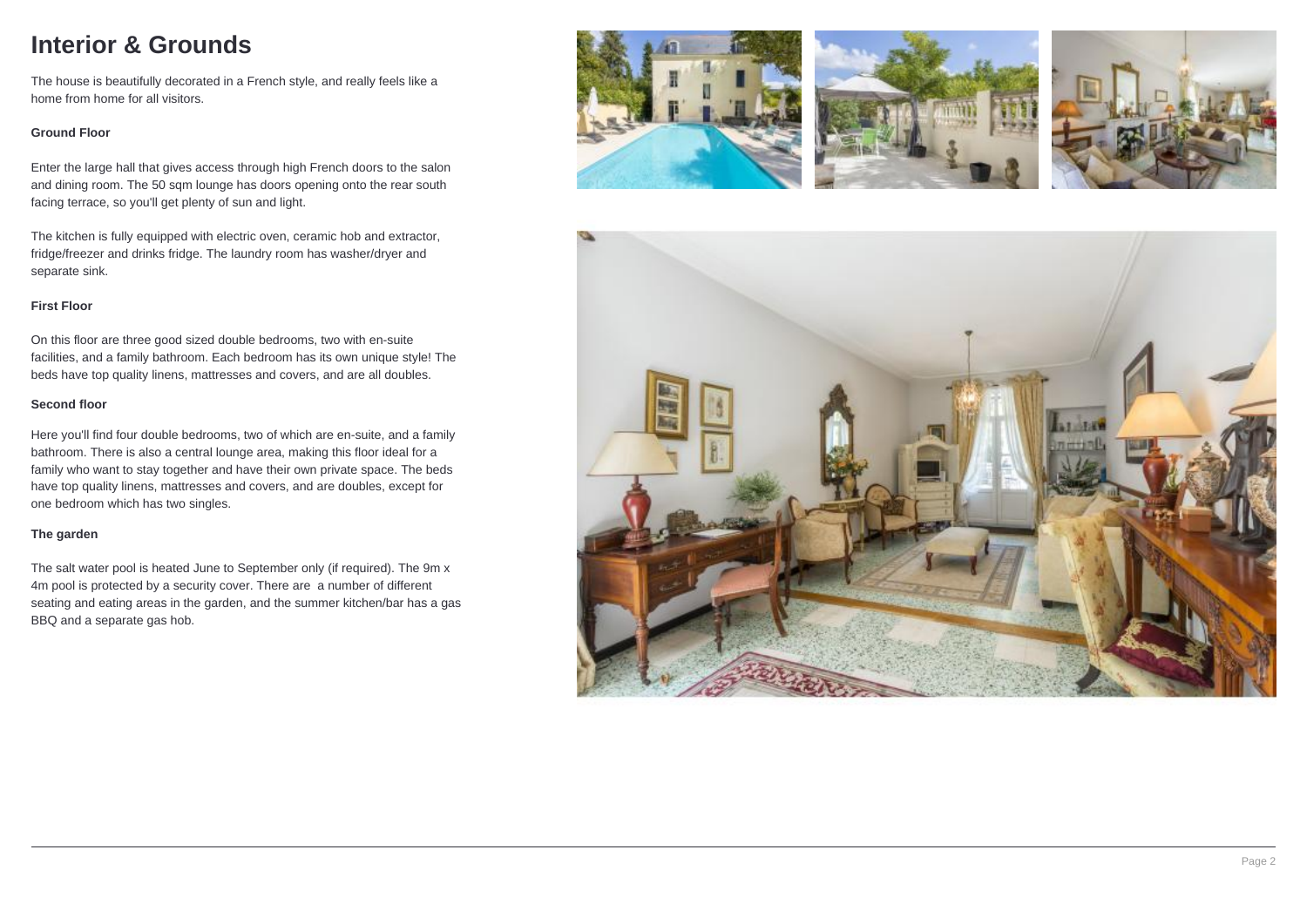# Interior & Grounds

The house is beautifully decorated in a French style, and really feels like a home from home for all visitors.

### Ground Floor

Enter the large hall that gives access through high French doors to the salon and dining room. The 50 sqm lounge has doors opening onto the rear south facing terrace, so you'll get plenty of sun and light.

The kitchen is fully equipped with electric oven, ceramic hob and extractor, fridge/freezer and drinks fridge. The laundry room has washer/dryer and separate sink.

### First Floor

On this floor are three good sized double bedrooms, two with en-suite facilities, and a family bathroom. Each bedroom has its own unique style! The beds have top quality linens, mattresses and covers, and are all doubles.

### Second floor

Here you'll find four double bedrooms, two of which are en-suite, and a family bathroom. There is also a central lounge area, making this floor ideal for a family who want to stay together and have their own private space. The beds have top quality linens, mattresses and covers, and are doubles, except for one bedroom which has two singles.

### The garden

The salt water pool is heated June to September only (if required). The 9m x 4m pool is protected by a security cover. There are a number of different seating and eating areas in the garden, and the summer kitchen/bar has a gas BBQ and a separate gas hob.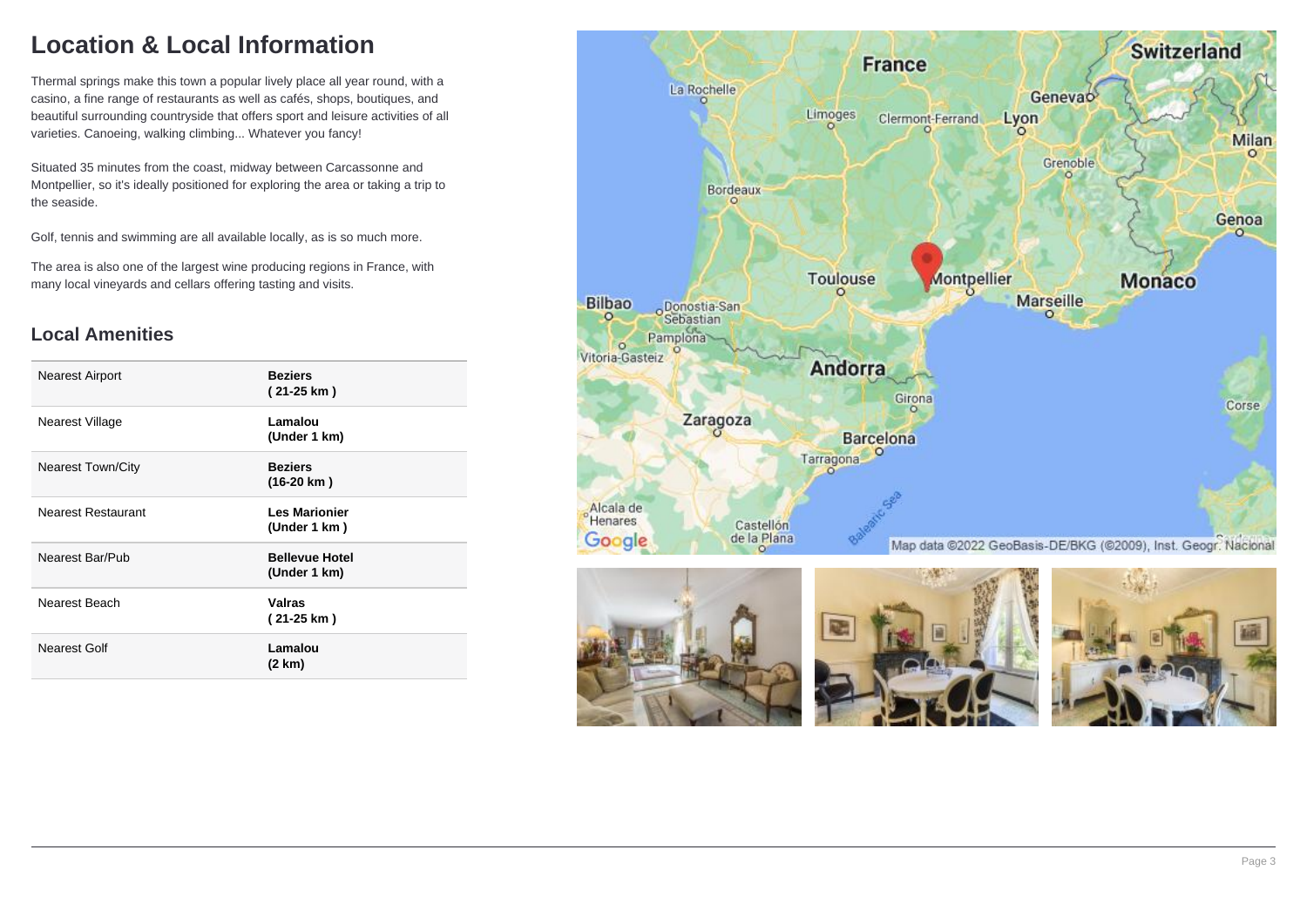# Location & Local Information

Thermal springs make this town a popular lively place all year round, with a casino, a fine range of restaurants as well as cafés, shops, boutiques, and beautiful surrounding countryside that offers sport and leisure activities of all varieties. Canoeing, walking climbing... Whatever you fancy!

Situated 35 minutes from the coast, midway between Carcassonne and Montpellier, so it's ideally positioned for exploring the area or taking a trip to the seaside.

Golf, tennis and swimming are all available locally, as is so much more.

The area is also one of the largest wine producing regions in France, with many local vineyards and cellars offering tasting and visits.

## Local Amenities

| | |
|---|---|
| Nearest Airport | **Beziers ( 21-25 km )** |
| Nearest Village | **Lamalou (Under 1 km)** |
| Nearest Town/City | **Beziers (16-20 km )** |
| Nearest Restaurant | **Les Marionier (Under 1 km )** |
| Nearest Bar/Pub | **Bellevue Hotel (Under 1 km)** |
| Nearest Beach | **Valras ( 21-25 km )** |
| Nearest Golf | **Lamalou (2 km)** |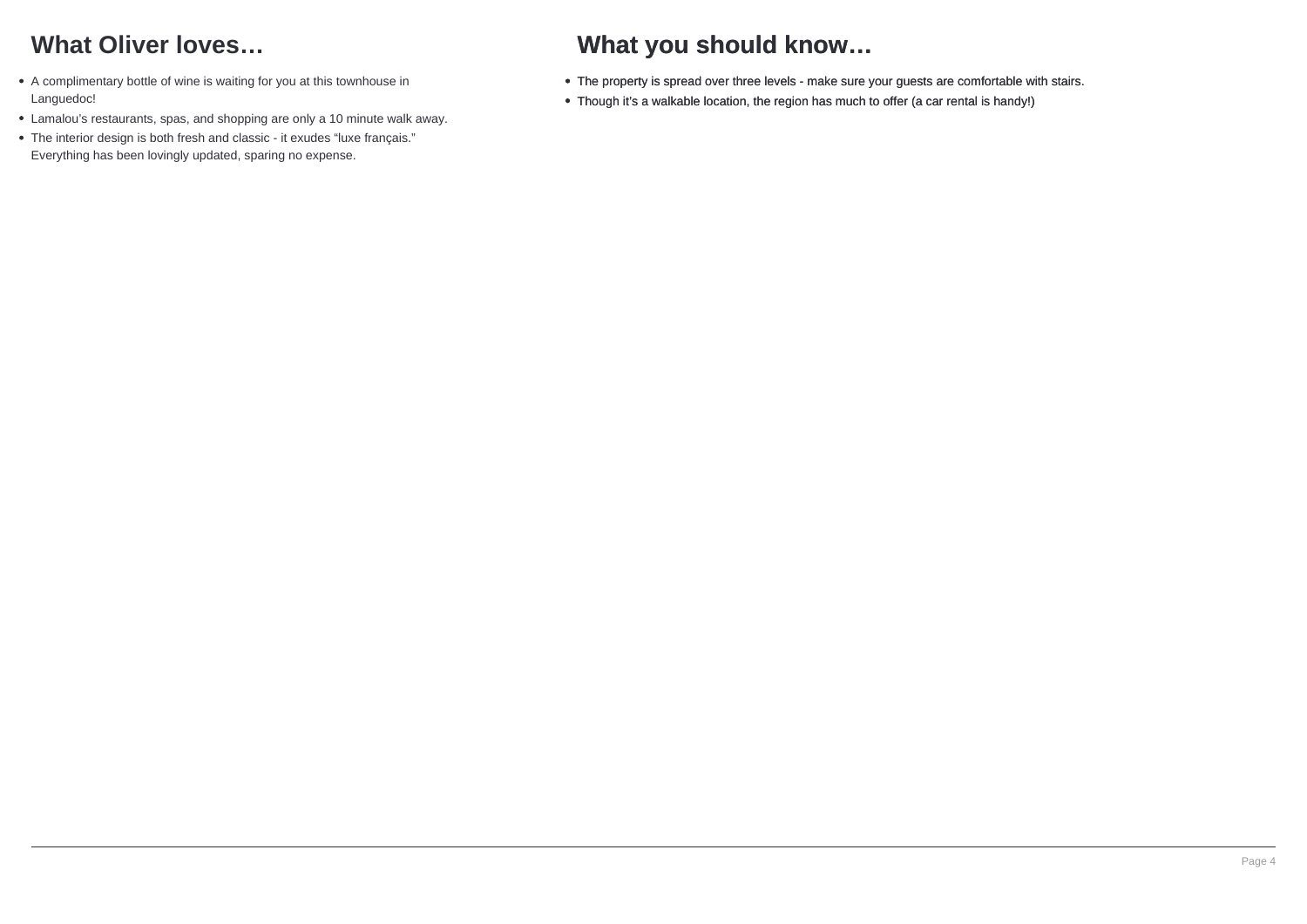## What Oliver loves…

- A complimentary bottle of wine is waiting for you at this townhouse in Languedoc!
- Lamalou's restaurants, spas, and shopping are only a 10 minute walk away.
- The interior design is both fresh and classic - it exudes "luxe français." Everything has been lovingly updated, sparing no expense.

## What you should know…

- The property is spread over three levels - make sure your guests are comfortable with stairs.
- Though it's a walkable location, the region has much to offer (a car rental is handy!)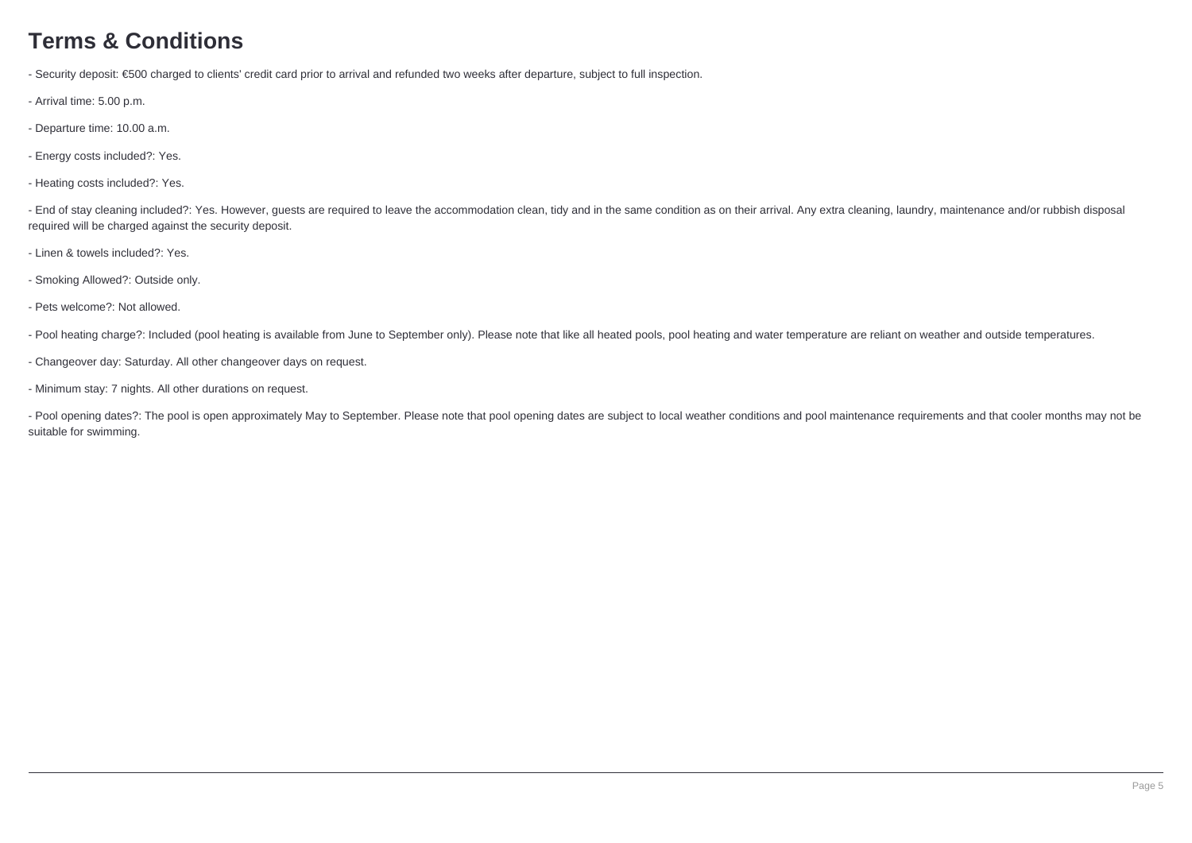# Terms & Conditions

- Security deposit: €500 charged to clients' credit card prior to arrival and refunded two weeks after departure, subject to full inspection.

- Arrival time: 5.00 p.m.

- Departure time: 10.00 a.m.

- Energy costs included?: Yes.

- Heating costs included?: Yes.

- End of stay cleaning included?: Yes. However, guests are required to leave the accommodation clean, tidy and in the same condition as on their arrival. Any extra cleaning, laundry, maintenance and/or rubbish disposal required will be charged against the security deposit.

- Linen & towels included?: Yes.

- Smoking Allowed?: Outside only.

- Pets welcome?: Not allowed.

- Pool heating charge?: Included (pool heating is available from June to September only). Please note that like all heated pools, pool heating and water temperature are reliant on weather and outside temperatures.

- Changeover day: Saturday. All other changeover days on request.

- Minimum stay: 7 nights. All other durations on request.

- Pool opening dates?: The pool is open approximately May to September. Please note that pool opening dates are subject to local weather conditions and pool maintenance requirements and that cooler months may not be suitable for swimming.